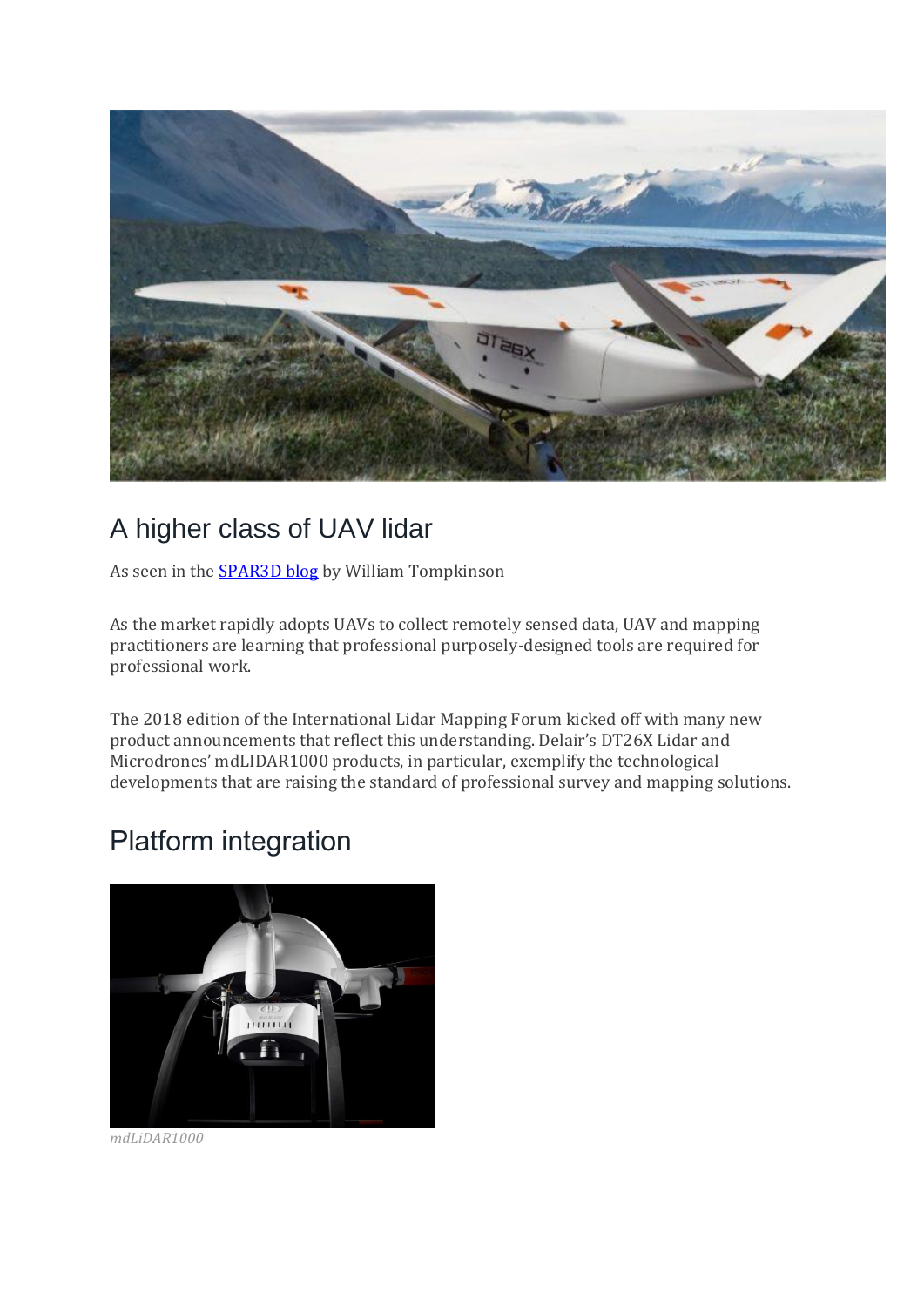# A higher class of UAV lidar

As seen in the [SPAR3D blog]() by William Tompkinson

As the market rapidly adopts UAVs to collect remotely sensed data, UAV and mapping practitioners are learning that professional purposely-designed tools are required for professional work.

The 2018 edition of the International Lidar Mapping Forum kicked off with many new product announcements that reflect this understanding. Delair's DT26X Lidar and Microdrones' mdLIDAR1000 products, in particular, exemplify the technological developments that are raising the standard of professional survey and mapping solutions.

## Platform integration

*mdLiDAR1000*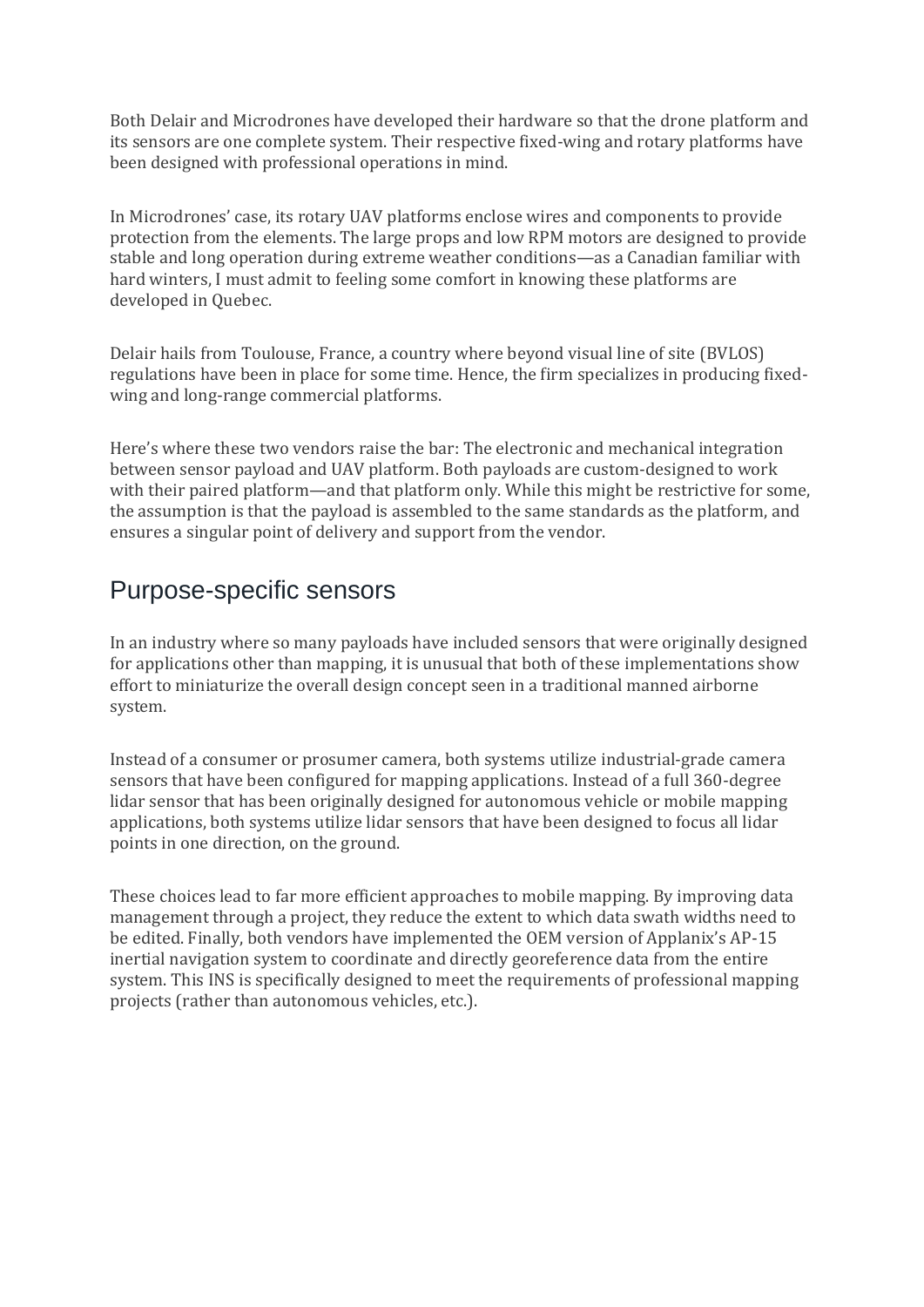Both Delair and Microdrones have developed their hardware so that the drone platform and its sensors are one complete system. Their respective fixed-wing and rotary platforms have been designed with professional operations in mind.

In Microdrones' case, its rotary UAV platforms enclose wires and components to provide protection from the elements. The large props and low RPM motors are designed to provide stable and long operation during extreme weather conditions—as a Canadian familiar with hard winters, I must admit to feeling some comfort in knowing these platforms are developed in Quebec.

Delair hails from Toulouse, France, a country where beyond visual line of site (BVLOS) regulations have been in place for some time. Hence, the firm specializes in producing fixed-wing and long-range commercial platforms.

Here's where these two vendors raise the bar: The electronic and mechanical integration between sensor payload and UAV platform. Both payloads are custom-designed to work with their paired platform—and that platform only. While this might be restrictive for some, the assumption is that the payload is assembled to the same standards as the platform, and ensures a singular point of delivery and support from the vendor.

## Purpose-specific sensors

In an industry where so many payloads have included sensors that were originally designed for applications other than mapping, it is unusual that both of these implementations show effort to miniaturize the overall design concept seen in a traditional manned airborne system.

Instead of a consumer or prosumer camera, both systems utilize industrial-grade camera sensors that have been configured for mapping applications. Instead of a full 360-degree lidar sensor that has been originally designed for autonomous vehicle or mobile mapping applications, both systems utilize lidar sensors that have been designed to focus all lidar points in one direction, on the ground.

These choices lead to far more efficient approaches to mobile mapping. By improving data management through a project, they reduce the extent to which data swath widths need to be edited. Finally, both vendors have implemented the OEM version of Applanix's AP-15 inertial navigation system to coordinate and directly georeference data from the entire system. This INS is specifically designed to meet the requirements of professional mapping projects (rather than autonomous vehicles, etc.).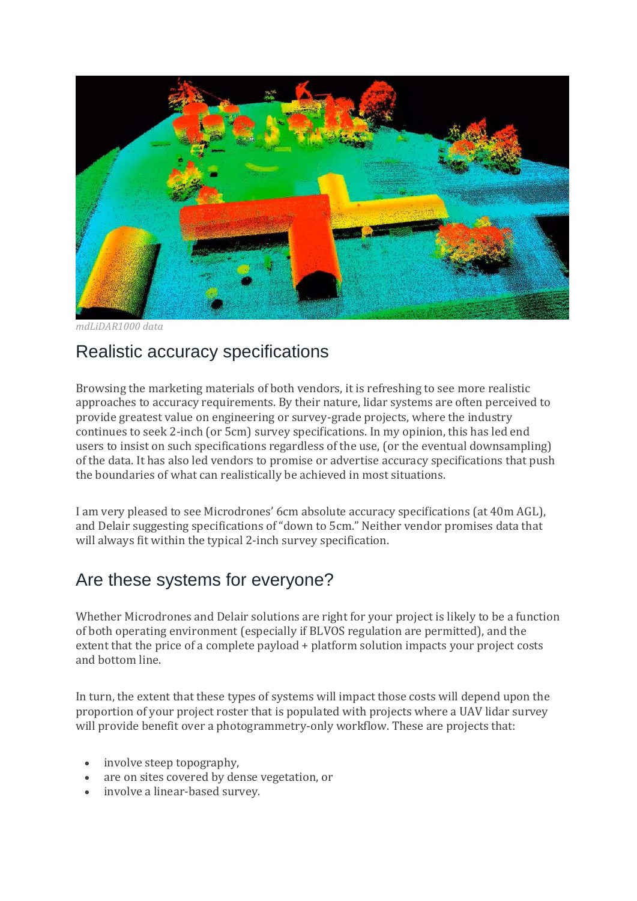*mdLiDAR1000 data*

## Realistic accuracy specifications

Browsing the marketing materials of both vendors, it is refreshing to see more realistic approaches to accuracy requirements. By their nature, lidar systems are often perceived to provide greatest value on engineering or survey-grade projects, where the industry continues to seek 2-inch (or 5cm) survey specifications. In my opinion, this has led end users to insist on such specifications regardless of the use, (or the eventual downsampling) of the data. It has also led vendors to promise or advertise accuracy specifications that push the boundaries of what can realistically be achieved in most situations.

I am very pleased to see Microdrones' 6cm absolute accuracy specifications (at 40m AGL), and Delair suggesting specifications of "down to 5cm." Neither vendor promises data that will always fit within the typical 2-inch survey specification.

## Are these systems for everyone?

Whether Microdrones and Delair solutions are right for your project is likely to be a function of both operating environment (especially if BLVOS regulation are permitted), and the extent that the price of a complete payload + platform solution impacts your project costs and bottom line.

In turn, the extent that these types of systems will impact those costs will depend upon the proportion of your project roster that is populated with projects where a UAV lidar survey will provide benefit over a photogrammetry-only workflow. These are projects that:

- involve steep topography,
- are on sites covered by dense vegetation, or
- involve a linear-based survey.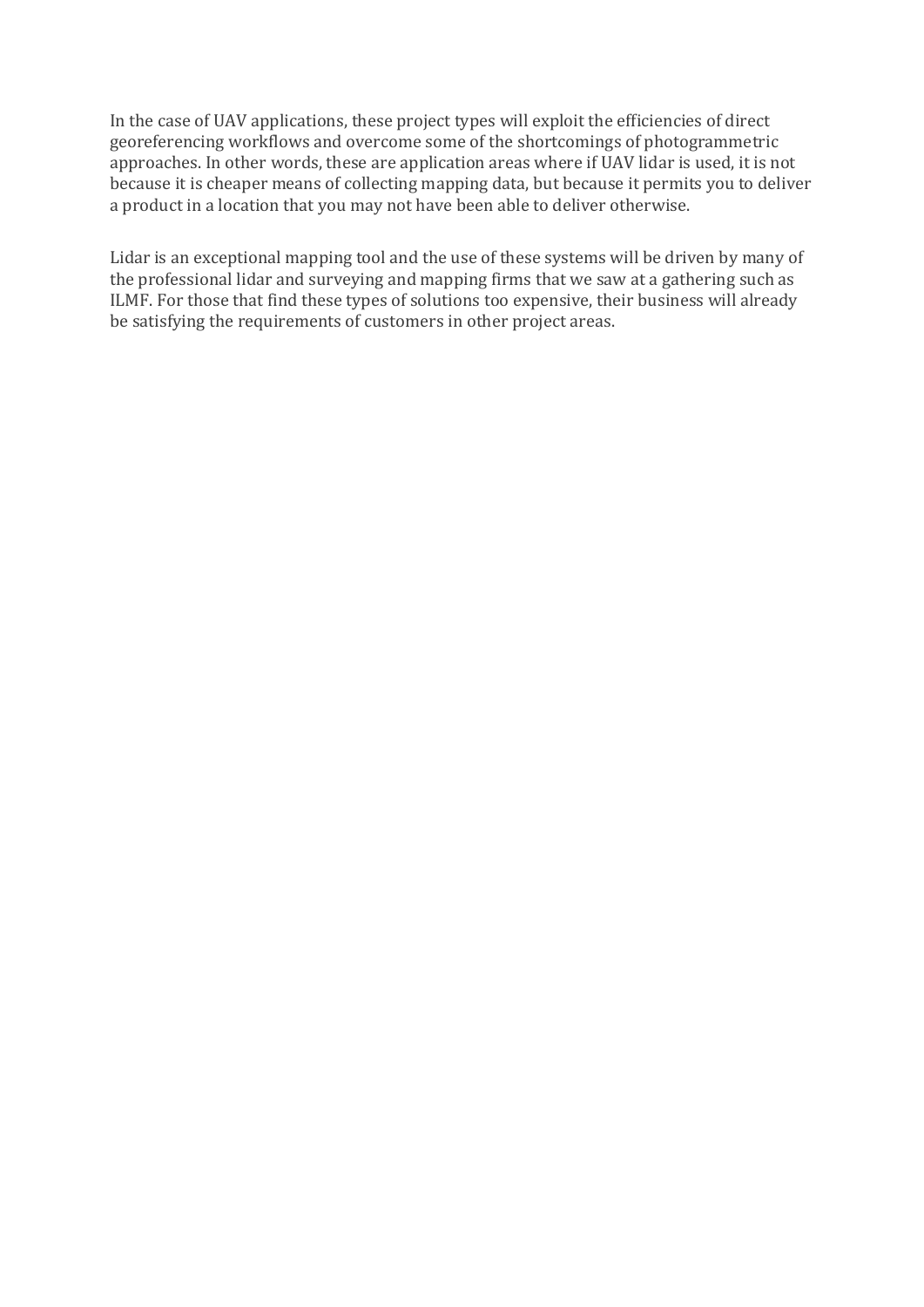In the case of UAV applications, these project types will exploit the efficiencies of direct georeferencing workflows and overcome some of the shortcomings of photogrammetric approaches. In other words, these are application areas where if UAV lidar is used, it is not because it is cheaper means of collecting mapping data, but because it permits you to deliver a product in a location that you may not have been able to deliver otherwise.

Lidar is an exceptional mapping tool and the use of these systems will be driven by many of the professional lidar and surveying and mapping firms that we saw at a gathering such as ILMF. For those that find these types of solutions too expensive, their business will already be satisfying the requirements of customers in other project areas.